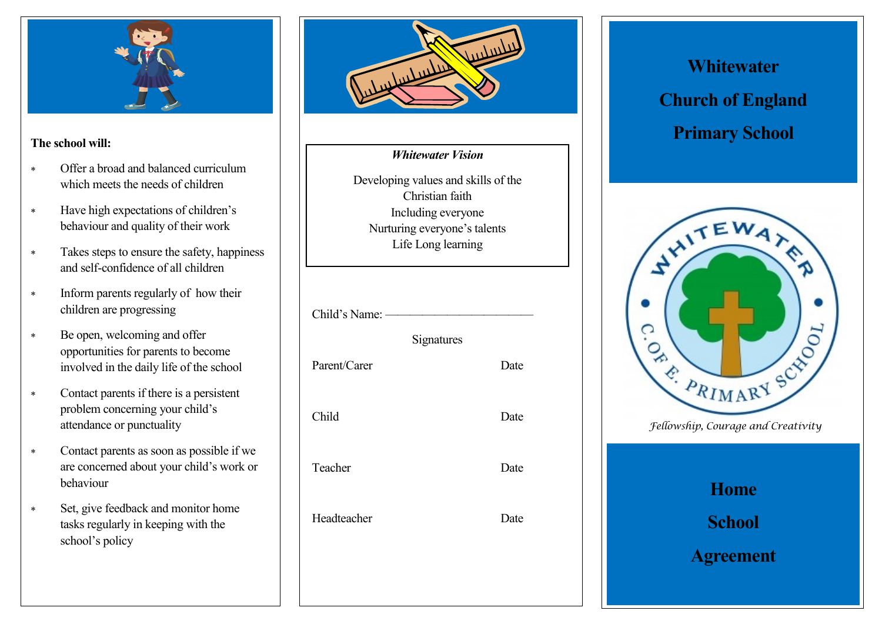**The school will:**

- Offer a broad and balanced curriculum which meets the needs of children
- Have high expectations of children's behaviour and quality of their work
- Takes steps to ensure the safety, happiness and self-confidence of all children
- Inform parents regularly of how their children are progressing
- Be open, welcoming and offer opportunities for parents to become involved in the daily life of the school
- Contact parents if there is a persistent problem concerning your child's attendance or punctuality
- Contact parents as soon as possible if we are concerned about your child's work or behaviour
- Set, give feedback and monitor home tasks regularly in keeping with the school's policy

***Whitewater Vision***

Developing values and skills of the Christian faith
Including everyone
Nurturing everyone's talents
Life Long learning

Child's Name: ——————————————

Signatures

| | |
|---|---|
| Parent/Carer | Date |
| Child | Date |
| Teacher | Date |
| Headteacher | Date |

# Whitewater Church of England Primary School

WHITEWATER C. OF E. PRIMARY SCHOOL

*Fellowship, Courage and Creativity*

# Home School Agreement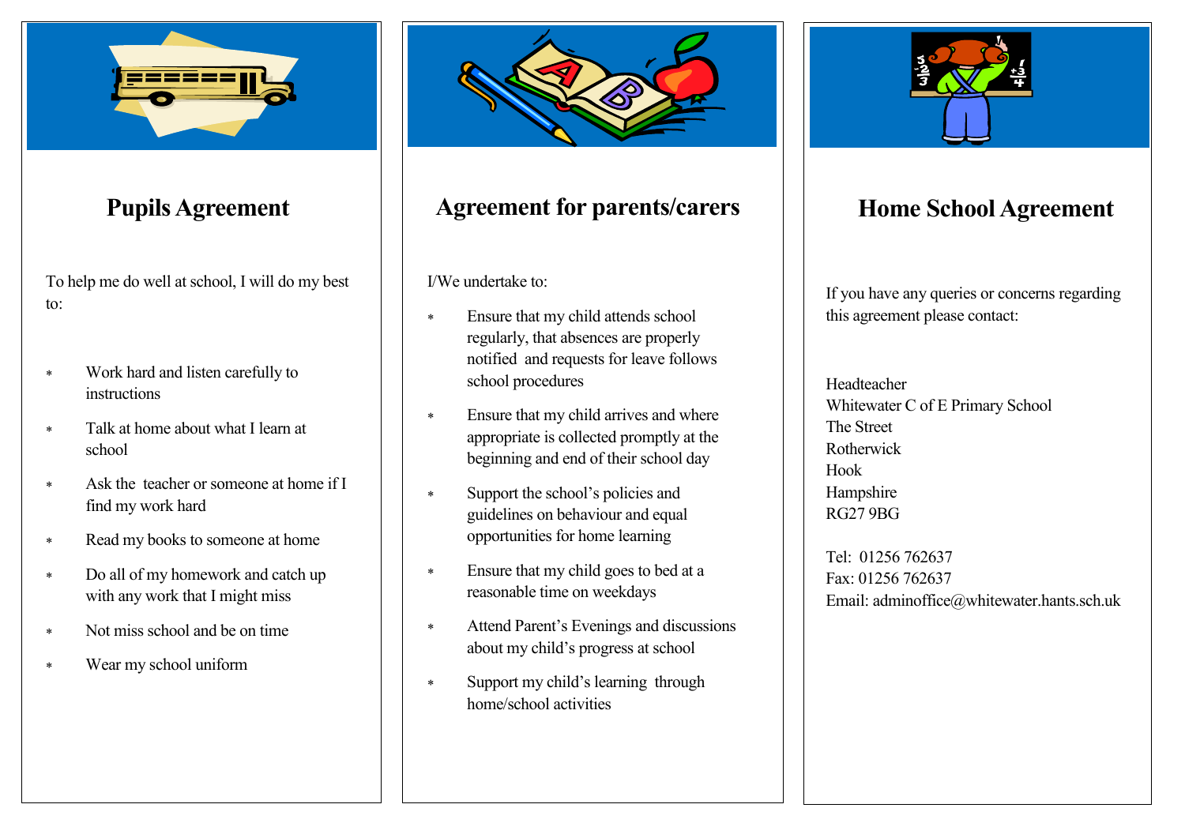## Pupils Agreement

To help me do well at school, I will do my best to:

* Work hard and listen carefully to instructions
* Talk at home about what I learn at school
* Ask the teacher or someone at home if I find my work hard
* Read my books to someone at home
* Do all of my homework and catch up with any work that I might miss
* Not miss school and be on time
* Wear my school uniform

## Agreement for parents/carers

I/We undertake to:

* Ensure that my child attends school regularly, that absences are properly notified and requests for leave follows school procedures
* Ensure that my child arrives and where appropriate is collected promptly at the beginning and end of their school day
* Support the school's policies and guidelines on behaviour and equal opportunities for home learning
* Ensure that my child goes to bed at a reasonable time on weekdays
* Attend Parent's Evenings and discussions about my child's progress at school
* Support my child's learning through home/school activities

## Home School Agreement

If you have any queries or concerns regarding this agreement please contact:

Headteacher
Whitewater C of E Primary School
The Street
Rotherwick
Hook
Hampshire
RG27 9BG

Tel: 01256 762637
Fax: 01256 762637
Email: adminoffice@whitewater.hants.sch.uk